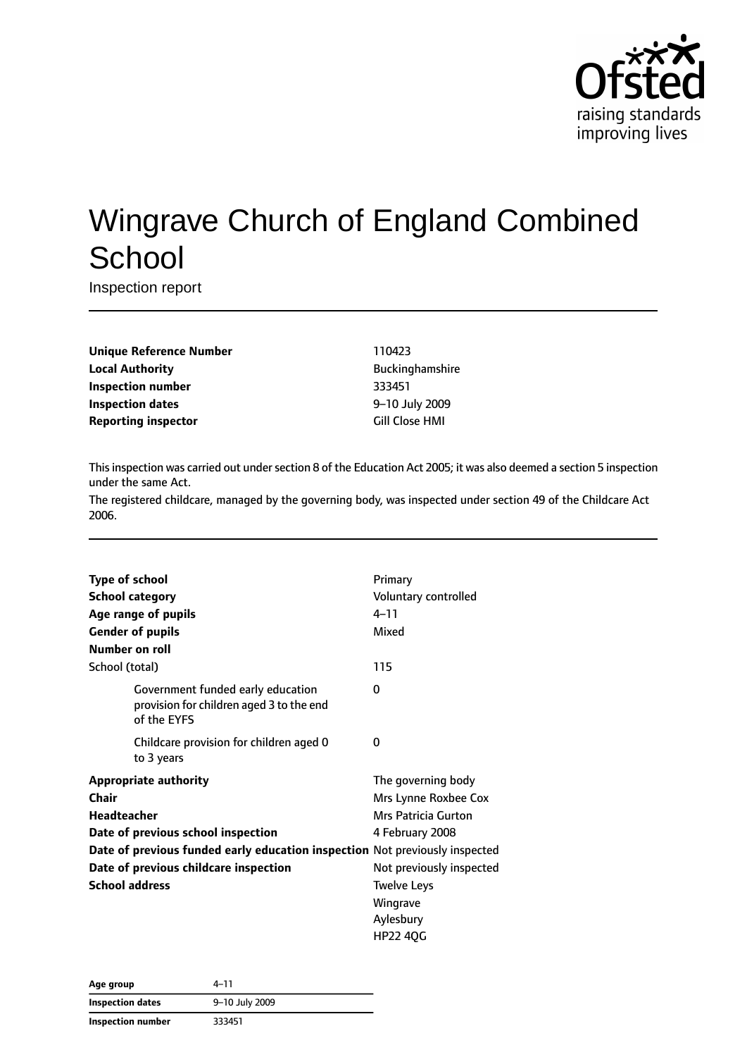Ofsted
raising standards
improving lives

# Wingrave Church of England Combined School

Inspection report

| | |
|---|---|
| **Unique Reference Number** | 110423 |
| **Local Authority** | Buckinghamshire |
| **Inspection number** | 333451 |
| **Inspection dates** | 9–10 July 2009 |
| **Reporting inspector** | Gill Close HMI |

This inspection was carried out under section 8 of the Education Act 2005; it was also deemed a section 5 inspection under the same Act.

The registered childcare, managed by the governing body, was inspected under section 49 of the Childcare Act 2006.

| | |
|---|---|
| **Type of school** | Primary |
| **School category** | Voluntary controlled |
| **Age range of pupils** | 4–11 |
| **Gender of pupils** | Mixed |
| **Number on roll** | |
| School (total) | 115 |
| Government funded early education provision for children aged 3 to the end of the EYFS | 0 |
| Childcare provision for children aged 0 to 3 years | 0 |
| **Appropriate authority** | The governing body |
| **Chair** | Mrs Lynne Roxbee Cox |
| **Headteacher** | Mrs Patricia Gurton |
| **Date of previous school inspection** | 4 February 2008 |
| **Date of previous funded early education inspection** | Not previously inspected |
| **Date of previous childcare inspection** | Not previously inspected |
| **School address** | Twelve Leys<br>Wingrave<br>Aylesbury<br>HP22 4QG |

| | |
|---|---|
| **Age group** | 4–11 |
| **Inspection dates** | 9–10 July 2009 |
| **Inspection number** | 333451 |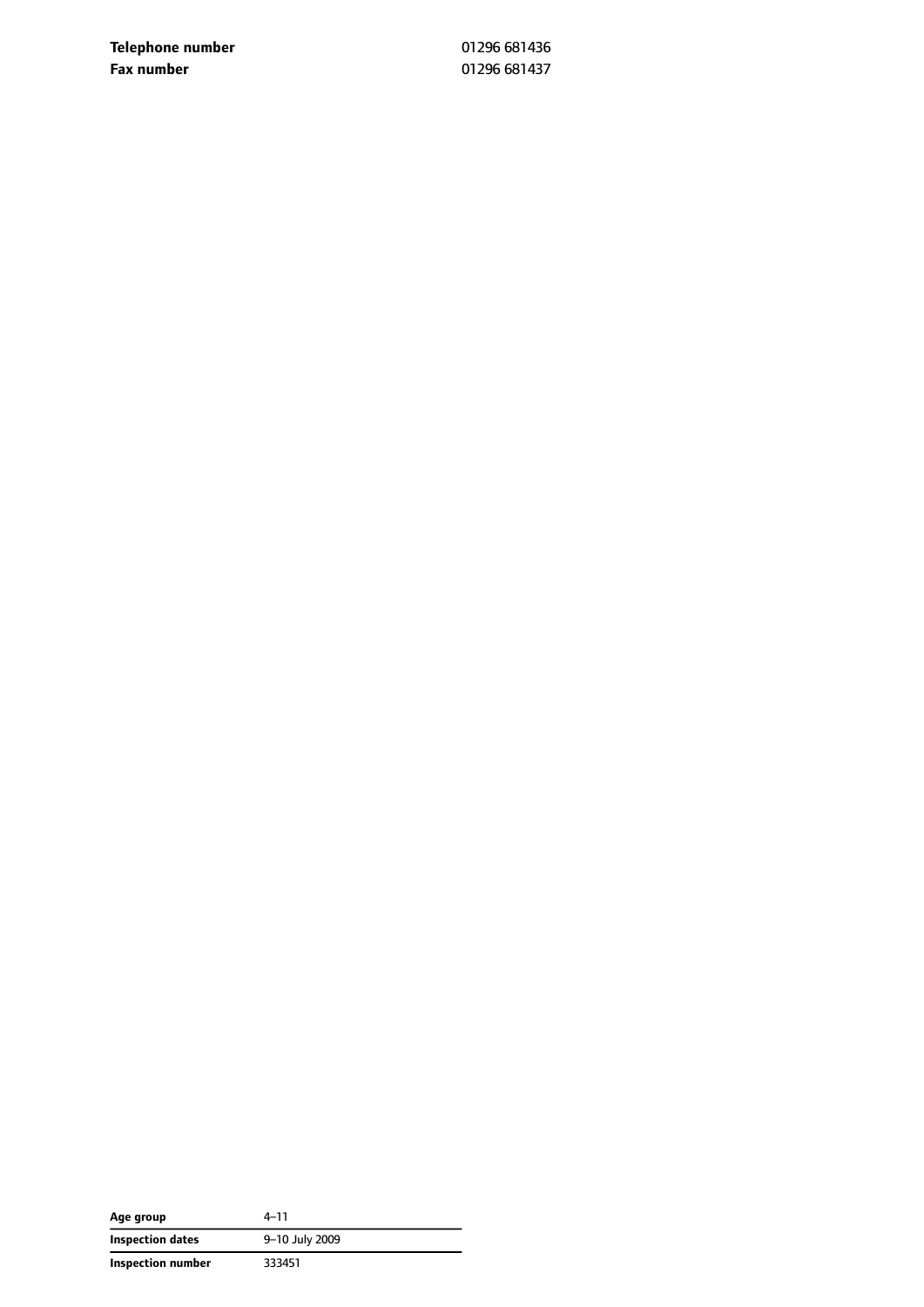| | |
|---|---|
| **Telephone number** | 01296 681436 |
| **Fax number** | 01296 681437 |

| | |
|---|---|
| **Age group** | 4–11 |
| **Inspection dates** | 9–10 July 2009 |
| **Inspection number** | 333451 |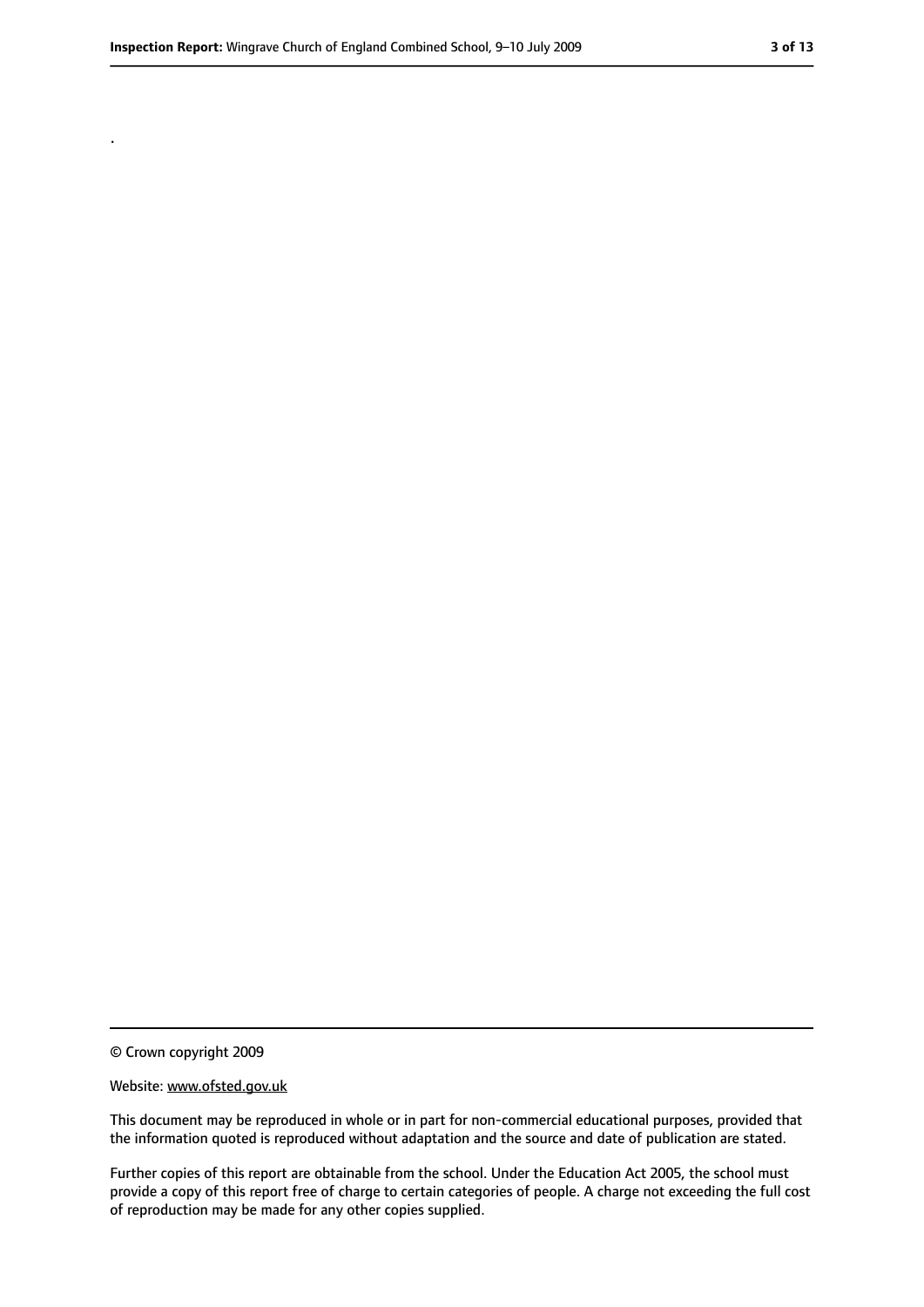.

© Crown copyright 2009

Website: www.ofsted.gov.uk

This document may be reproduced in whole or in part for non-commercial educational purposes, provided that the information quoted is reproduced without adaptation and the source and date of publication are stated.

Further copies of this report are obtainable from the school. Under the Education Act 2005, the school must provide a copy of this report free of charge to certain categories of people. A charge not exceeding the full cost of reproduction may be made for any other copies supplied.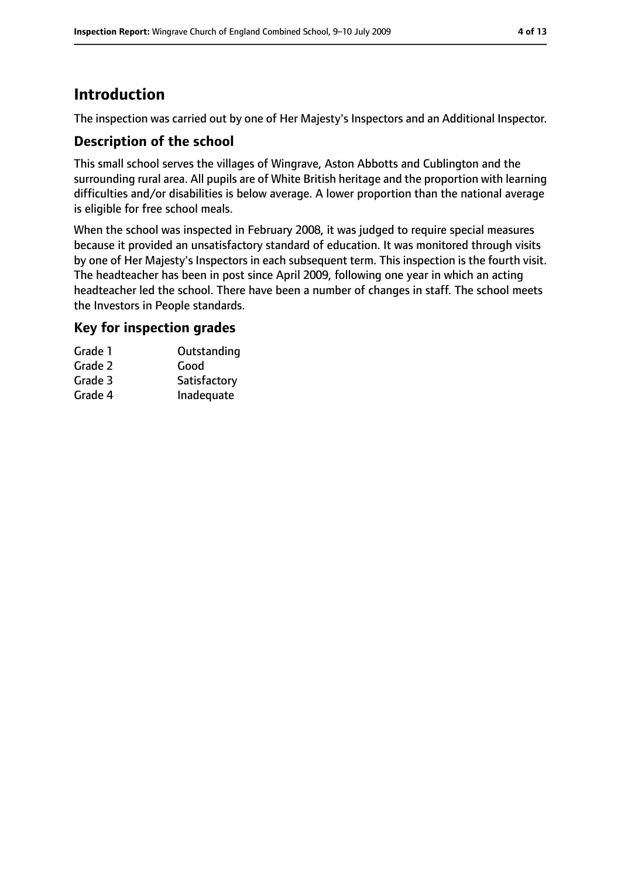## Introduction

The inspection was carried out by one of Her Majesty's Inspectors and an Additional Inspector.

### Description of the school

This small school serves the villages of Wingrave, Aston Abbotts and Cublington and the surrounding rural area. All pupils are of White British heritage and the proportion with learning difficulties and/or disabilities is below average. A lower proportion than the national average is eligible for free school meals.

When the school was inspected in February 2008, it was judged to require special measures because it provided an unsatisfactory standard of education. It was monitored through visits by one of Her Majesty's Inspectors in each subsequent term. This inspection is the fourth visit. The headteacher has been in post since April 2009, following one year in which an acting headteacher led the school. There have been a number of changes in staff. The school meets the Investors in People standards.

### Key for inspection grades

| | |
|---|---|
| Grade 1 | Outstanding |
| Grade 2 | Good |
| Grade 3 | Satisfactory |
| Grade 4 | Inadequate |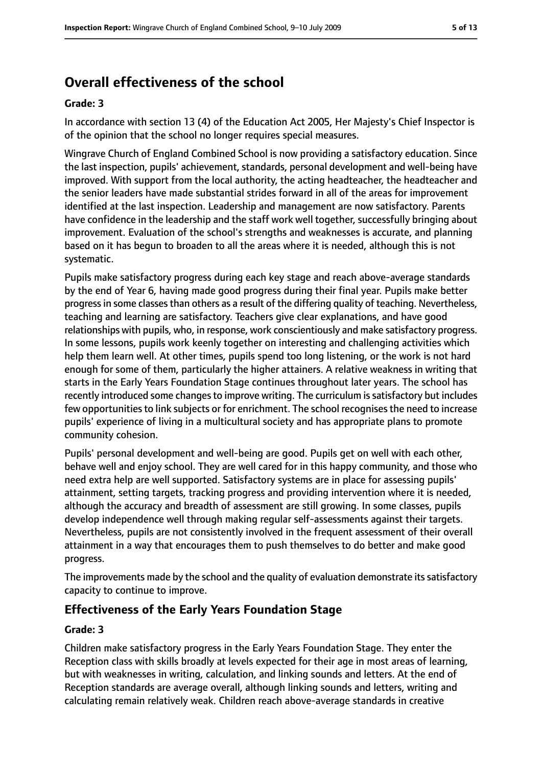## Overall effectiveness of the school

### Grade: 3

In accordance with section 13 (4) of the Education Act 2005, Her Majesty's Chief Inspector is of the opinion that the school no longer requires special measures.

Wingrave Church of England Combined School is now providing a satisfactory education. Since the last inspection, pupils' achievement, standards, personal development and well-being have improved. With support from the local authority, the acting headteacher, the headteacher and the senior leaders have made substantial strides forward in all of the areas for improvement identified at the last inspection. Leadership and management are now satisfactory. Parents have confidence in the leadership and the staff work well together, successfully bringing about improvement. Evaluation of the school's strengths and weaknesses is accurate, and planning based on it has begun to broaden to all the areas where it is needed, although this is not systematic.

Pupils make satisfactory progress during each key stage and reach above-average standards by the end of Year 6, having made good progress during their final year. Pupils make better progress in some classes than others as a result of the differing quality of teaching. Nevertheless, teaching and learning are satisfactory. Teachers give clear explanations, and have good relationships with pupils, who, in response, work conscientiously and make satisfactory progress. In some lessons, pupils work keenly together on interesting and challenging activities which help them learn well. At other times, pupils spend too long listening, or the work is not hard enough for some of them, particularly the higher attainers. A relative weakness in writing that starts in the Early Years Foundation Stage continues throughout later years. The school has recently introduced some changes to improve writing. The curriculum is satisfactory but includes few opportunities to link subjects or for enrichment. The school recognises the need to increase pupils' experience of living in a multicultural society and has appropriate plans to promote community cohesion.

Pupils' personal development and well-being are good. Pupils get on well with each other, behave well and enjoy school. They are well cared for in this happy community, and those who need extra help are well supported. Satisfactory systems are in place for assessing pupils' attainment, setting targets, tracking progress and providing intervention where it is needed, although the accuracy and breadth of assessment are still growing. In some classes, pupils develop independence well through making regular self-assessments against their targets. Nevertheless, pupils are not consistently involved in the frequent assessment of their overall attainment in a way that encourages them to push themselves to do better and make good progress.

The improvements made by the school and the quality of evaluation demonstrate its satisfactory capacity to continue to improve.

## Effectiveness of the Early Years Foundation Stage

### Grade: 3

Children make satisfactory progress in the Early Years Foundation Stage. They enter the Reception class with skills broadly at levels expected for their age in most areas of learning, but with weaknesses in writing, calculation, and linking sounds and letters. At the end of Reception standards are average overall, although linking sounds and letters, writing and calculating remain relatively weak. Children reach above-average standards in creative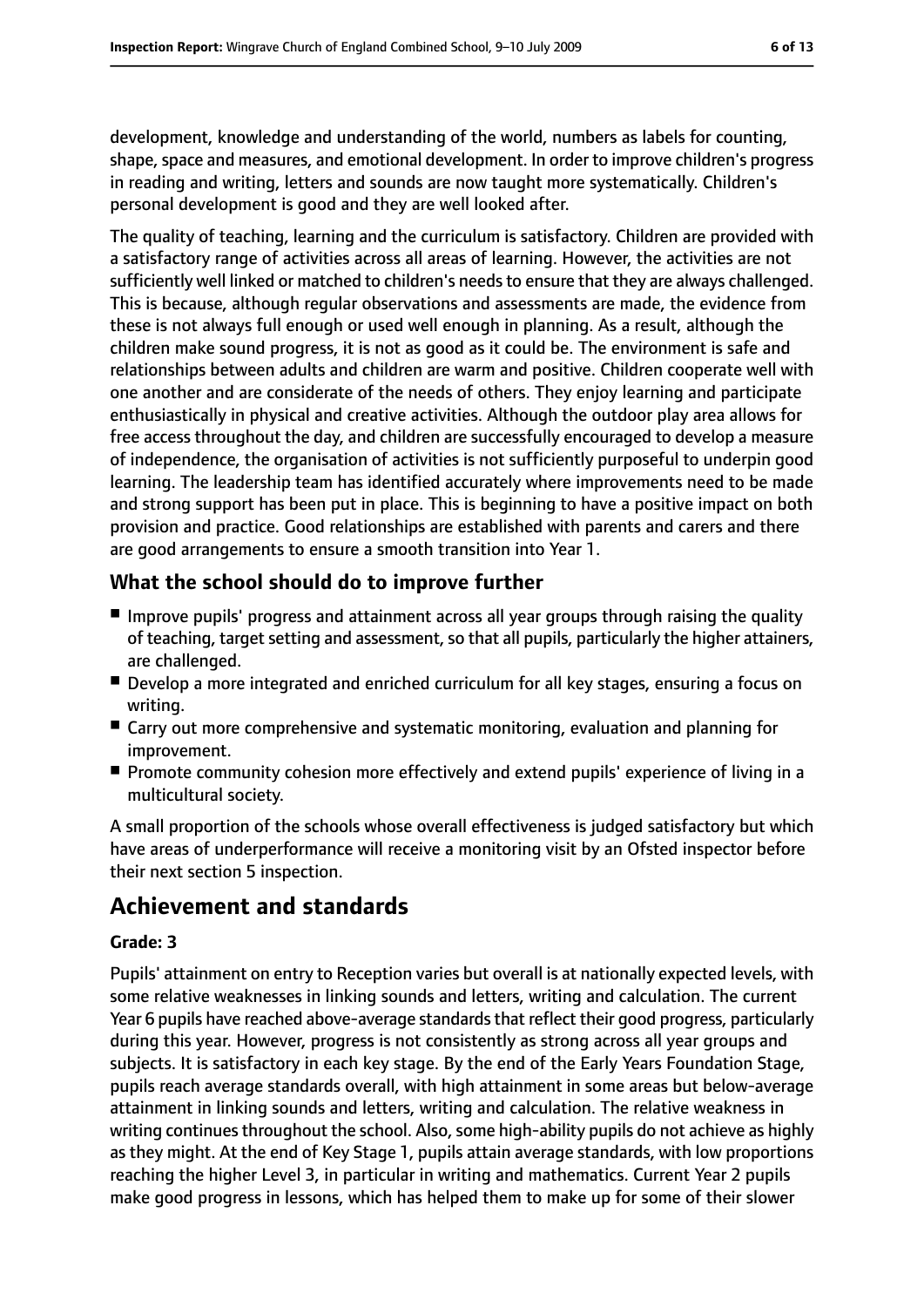development, knowledge and understanding of the world, numbers as labels for counting, shape, space and measures, and emotional development. In order to improve children's progress in reading and writing, letters and sounds are now taught more systematically. Children's personal development is good and they are well looked after.

The quality of teaching, learning and the curriculum is satisfactory. Children are provided with a satisfactory range of activities across all areas of learning. However, the activities are not sufficiently well linked or matched to children's needs to ensure that they are always challenged. This is because, although regular observations and assessments are made, the evidence from these is not always full enough or used well enough in planning. As a result, although the children make sound progress, it is not as good as it could be. The environment is safe and relationships between adults and children are warm and positive. Children cooperate well with one another and are considerate of the needs of others. They enjoy learning and participate enthusiastically in physical and creative activities. Although the outdoor play area allows for free access throughout the day, and children are successfully encouraged to develop a measure of independence, the organisation of activities is not sufficiently purposeful to underpin good learning. The leadership team has identified accurately where improvements need to be made and strong support has been put in place. This is beginning to have a positive impact on both provision and practice. Good relationships are established with parents and carers and there are good arrangements to ensure a smooth transition into Year 1.

### What the school should do to improve further

- Improve pupils' progress and attainment across all year groups through raising the quality of teaching, target setting and assessment, so that all pupils, particularly the higher attainers, are challenged.
- Develop a more integrated and enriched curriculum for all key stages, ensuring a focus on writing.
- Carry out more comprehensive and systematic monitoring, evaluation and planning for improvement.
- Promote community cohesion more effectively and extend pupils' experience of living in a multicultural society.

A small proportion of the schools whose overall effectiveness is judged satisfactory but which have areas of underperformance will receive a monitoring visit by an Ofsted inspector before their next section 5 inspection.

## Achievement and standards

#### Grade: 3

Pupils' attainment on entry to Reception varies but overall is at nationally expected levels, with some relative weaknesses in linking sounds and letters, writing and calculation. The current Year 6 pupils have reached above-average standards that reflect their good progress, particularly during this year. However, progress is not consistently as strong across all year groups and subjects. It is satisfactory in each key stage. By the end of the Early Years Foundation Stage, pupils reach average standards overall, with high attainment in some areas but below-average attainment in linking sounds and letters, writing and calculation. The relative weakness in writing continues throughout the school. Also, some high-ability pupils do not achieve as highly as they might. At the end of Key Stage 1, pupils attain average standards, with low proportions reaching the higher Level 3, in particular in writing and mathematics. Current Year 2 pupils make good progress in lessons, which has helped them to make up for some of their slower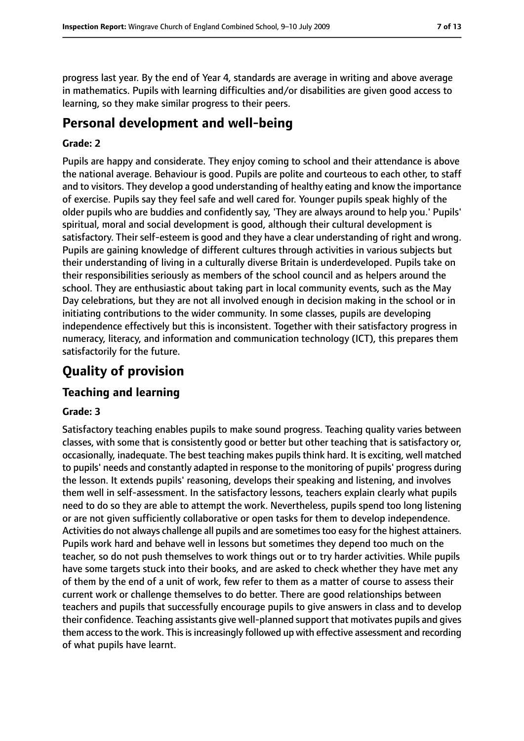progress last year. By the end of Year 4, standards are average in writing and above average in mathematics. Pupils with learning difficulties and/or disabilities are given good access to learning, so they make similar progress to their peers.

# Personal development and well-being

#### Grade: 2

Pupils are happy and considerate. They enjoy coming to school and their attendance is above the national average. Behaviour is good. Pupils are polite and courteous to each other, to staff and to visitors. They develop a good understanding of healthy eating and know the importance of exercise. Pupils say they feel safe and well cared for. Younger pupils speak highly of the older pupils who are buddies and confidently say, 'They are always around to help you.' Pupils' spiritual, moral and social development is good, although their cultural development is satisfactory. Their self-esteem is good and they have a clear understanding of right and wrong. Pupils are gaining knowledge of different cultures through activities in various subjects but their understanding of living in a culturally diverse Britain is underdeveloped. Pupils take on their responsibilities seriously as members of the school council and as helpers around the school. They are enthusiastic about taking part in local community events, such as the May Day celebrations, but they are not all involved enough in decision making in the school or in initiating contributions to the wider community. In some classes, pupils are developing independence effectively but this is inconsistent. Together with their satisfactory progress in numeracy, literacy, and information and communication technology (ICT), this prepares them satisfactorily for the future.

# Quality of provision

## Teaching and learning

#### Grade: 3

Satisfactory teaching enables pupils to make sound progress. Teaching quality varies between classes, with some that is consistently good or better but other teaching that is satisfactory or, occasionally, inadequate. The best teaching makes pupils think hard. It is exciting, well matched to pupils' needs and constantly adapted in response to the monitoring of pupils' progress during the lesson. It extends pupils' reasoning, develops their speaking and listening, and involves them well in self-assessment. In the satisfactory lessons, teachers explain clearly what pupils need to do so they are able to attempt the work. Nevertheless, pupils spend too long listening or are not given sufficiently collaborative or open tasks for them to develop independence. Activities do not always challenge all pupils and are sometimes too easy for the highest attainers. Pupils work hard and behave well in lessons but sometimes they depend too much on the teacher, so do not push themselves to work things out or to try harder activities. While pupils have some targets stuck into their books, and are asked to check whether they have met any of them by the end of a unit of work, few refer to them as a matter of course to assess their current work or challenge themselves to do better. There are good relationships between teachers and pupils that successfully encourage pupils to give answers in class and to develop their confidence. Teaching assistants give well-planned support that motivates pupils and gives them access to the work. This is increasingly followed up with effective assessment and recording of what pupils have learnt.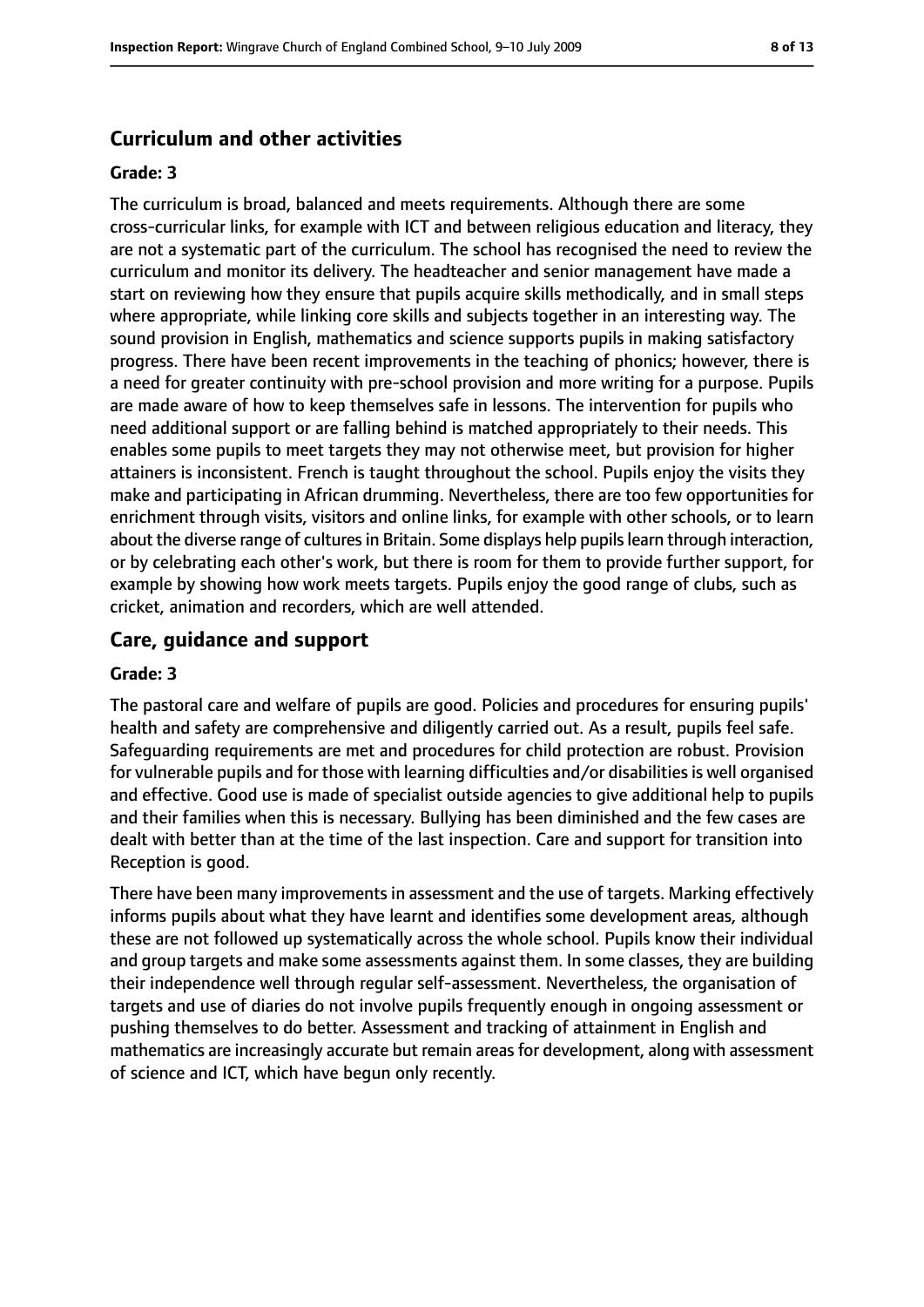## Curriculum and other activities

**Grade: 3**

The curriculum is broad, balanced and meets requirements. Although there are some cross-curricular links, for example with ICT and between religious education and literacy, they are not a systematic part of the curriculum. The school has recognised the need to review the curriculum and monitor its delivery. The headteacher and senior management have made a start on reviewing how they ensure that pupils acquire skills methodically, and in small steps where appropriate, while linking core skills and subjects together in an interesting way. The sound provision in English, mathematics and science supports pupils in making satisfactory progress. There have been recent improvements in the teaching of phonics; however, there is a need for greater continuity with pre-school provision and more writing for a purpose. Pupils are made aware of how to keep themselves safe in lessons. The intervention for pupils who need additional support or are falling behind is matched appropriately to their needs. This enables some pupils to meet targets they may not otherwise meet, but provision for higher attainers is inconsistent. French is taught throughout the school. Pupils enjoy the visits they make and participating in African drumming. Nevertheless, there are too few opportunities for enrichment through visits, visitors and online links, for example with other schools, or to learn about the diverse range of cultures in Britain. Some displays help pupils learn through interaction, or by celebrating each other's work, but there is room for them to provide further support, for example by showing how work meets targets. Pupils enjoy the good range of clubs, such as cricket, animation and recorders, which are well attended.

## Care, guidance and support

**Grade: 3**

The pastoral care and welfare of pupils are good. Policies and procedures for ensuring pupils' health and safety are comprehensive and diligently carried out. As a result, pupils feel safe. Safeguarding requirements are met and procedures for child protection are robust. Provision for vulnerable pupils and for those with learning difficulties and/or disabilities is well organised and effective. Good use is made of specialist outside agencies to give additional help to pupils and their families when this is necessary. Bullying has been diminished and the few cases are dealt with better than at the time of the last inspection. Care and support for transition into Reception is good.

There have been many improvements in assessment and the use of targets. Marking effectively informs pupils about what they have learnt and identifies some development areas, although these are not followed up systematically across the whole school. Pupils know their individual and group targets and make some assessments against them. In some classes, they are building their independence well through regular self-assessment. Nevertheless, the organisation of targets and use of diaries do not involve pupils frequently enough in ongoing assessment or pushing themselves to do better. Assessment and tracking of attainment in English and mathematics are increasingly accurate but remain areas for development, along with assessment of science and ICT, which have begun only recently.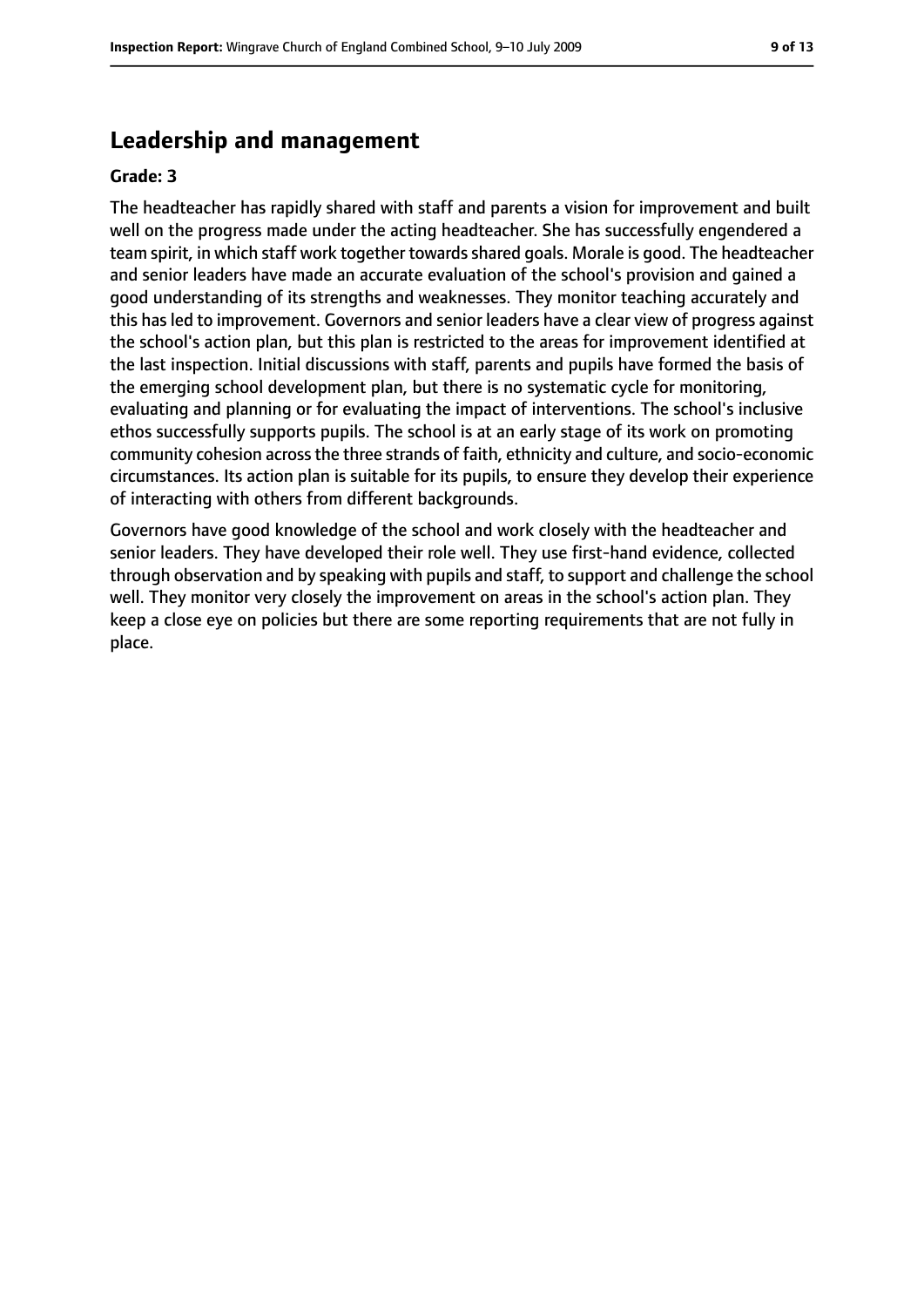## Leadership and management

**Grade: 3**

The headteacher has rapidly shared with staff and parents a vision for improvement and built well on the progress made under the acting headteacher. She has successfully engendered a team spirit, in which staff work together towards shared goals. Morale is good. The headteacher and senior leaders have made an accurate evaluation of the school's provision and gained a good understanding of its strengths and weaknesses. They monitor teaching accurately and this has led to improvement. Governors and senior leaders have a clear view of progress against the school's action plan, but this plan is restricted to the areas for improvement identified at the last inspection. Initial discussions with staff, parents and pupils have formed the basis of the emerging school development plan, but there is no systematic cycle for monitoring, evaluating and planning or for evaluating the impact of interventions. The school's inclusive ethos successfully supports pupils. The school is at an early stage of its work on promoting community cohesion across the three strands of faith, ethnicity and culture, and socio-economic circumstances. Its action plan is suitable for its pupils, to ensure they develop their experience of interacting with others from different backgrounds.

Governors have good knowledge of the school and work closely with the headteacher and senior leaders. They have developed their role well. They use first-hand evidence, collected through observation and by speaking with pupils and staff, to support and challenge the school well. They monitor very closely the improvement on areas in the school's action plan. They keep a close eye on policies but there are some reporting requirements that are not fully in place.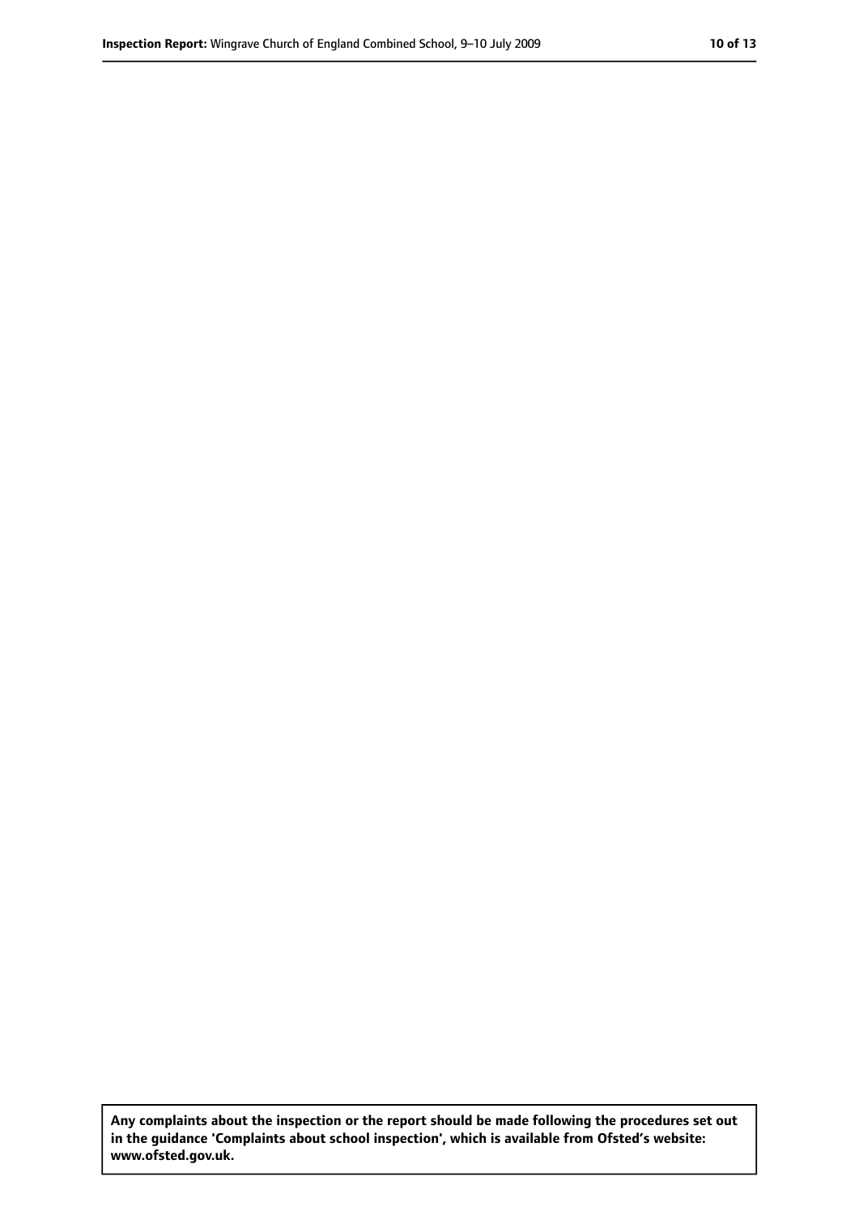**Any complaints about the inspection or the report should be made following the procedures set out in the guidance 'Complaints about school inspection', which is available from Ofsted's website: www.ofsted.gov.uk.**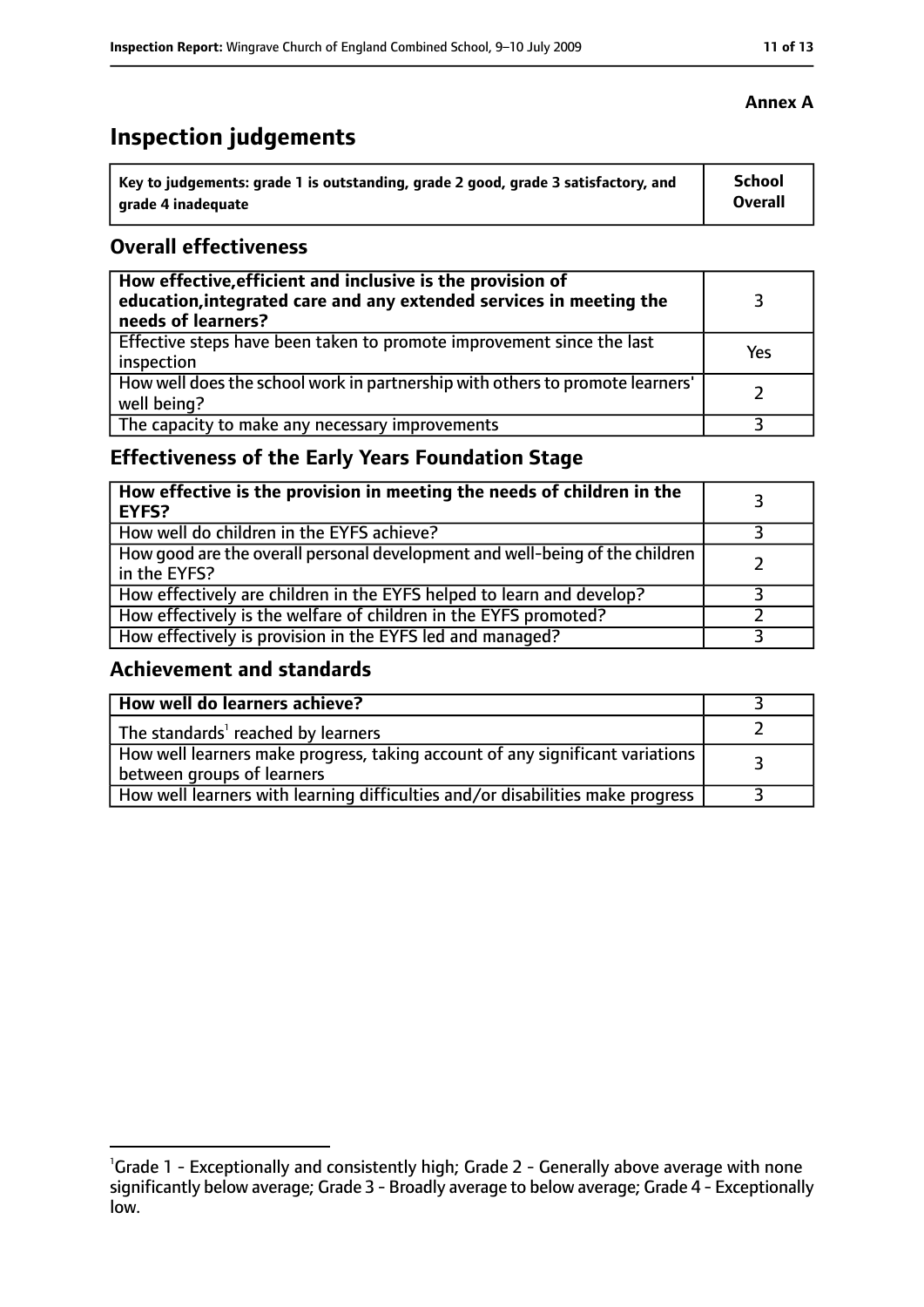**Annex A**

# Inspection judgements

| Key to judgements: grade 1 is outstanding, grade 2 good, grade 3 satisfactory, and grade 4 inadequate | School Overall |
|---|---|

## Overall effectiveness

| | |
|---|---|
| **How effective, efficient and inclusive is the provision of education, integrated care and any extended services in meeting the needs of learners?** | 3 |
| Effective steps have been taken to promote improvement since the last inspection | Yes |
| How well does the school work in partnership with others to promote learners' well being? | 2 |
| The capacity to make any necessary improvements | 3 |

## Effectiveness of the Early Years Foundation Stage

| | |
|---|---|
| **How effective is the provision in meeting the needs of children in the EYFS?** | 3 |
| How well do children in the EYFS achieve? | 3 |
| How good are the overall personal development and well-being of the children in the EYFS? | 2 |
| How effectively are children in the EYFS helped to learn and develop? | 3 |
| How effectively is the welfare of children in the EYFS promoted? | 2 |
| How effectively is provision in the EYFS led and managed? | 3 |

## Achievement and standards

| | |
|---|---|
| **How well do learners achieve?** | 3 |
| The standards[1] reached by learners | 2 |
| How well learners make progress, taking account of any significant variations between groups of learners | 3 |
| How well learners with learning difficulties and/or disabilities make progress | 3 |

[1]Grade 1 - Exceptionally and consistently high; Grade 2 - Generally above average with none significantly below average; Grade 3 - Broadly average to below average; Grade 4 - Exceptionally low.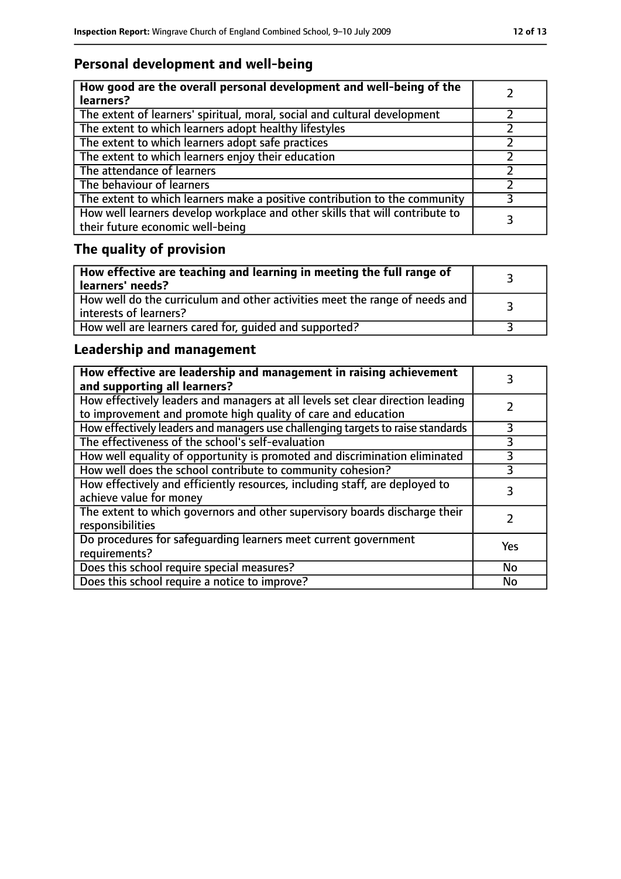## Personal development and well-being

| **How good are the overall personal development and well-being of the learners?** | 2 |
| --- | --- |
| The extent of learners' spiritual, moral, social and cultural development | 2 |
| The extent to which learners adopt healthy lifestyles | 2 |
| The extent to which learners adopt safe practices | 2 |
| The extent to which learners enjoy their education | 2 |
| The attendance of learners | 2 |
| The behaviour of learners | 2 |
| The extent to which learners make a positive contribution to the community | 3 |
| How well learners develop workplace and other skills that will contribute to their future economic well-being | 3 |

## The quality of provision

| **How effective are teaching and learning in meeting the full range of learners' needs?** | 3 |
| --- | --- |
| How well do the curriculum and other activities meet the range of needs and interests of learners? | 3 |
| How well are learners cared for, guided and supported? | 3 |

## Leadership and management

| **How effective are leadership and management in raising achievement and supporting all learners?** | 3 |
| --- | --- |
| How effectively leaders and managers at all levels set clear direction leading to improvement and promote high quality of care and education | 2 |
| How effectively leaders and managers use challenging targets to raise standards | 3 |
| The effectiveness of the school's self-evaluation | 3 |
| How well equality of opportunity is promoted and discrimination eliminated | 3 |
| How well does the school contribute to community cohesion? | 3 |
| How effectively and efficiently resources, including staff, are deployed to achieve value for money | 3 |
| The extent to which governors and other supervisory boards discharge their responsibilities | 2 |
| Do procedures for safeguarding learners meet current government requirements? | Yes |
| Does this school require special measures? | No |
| Does this school require a notice to improve? | No |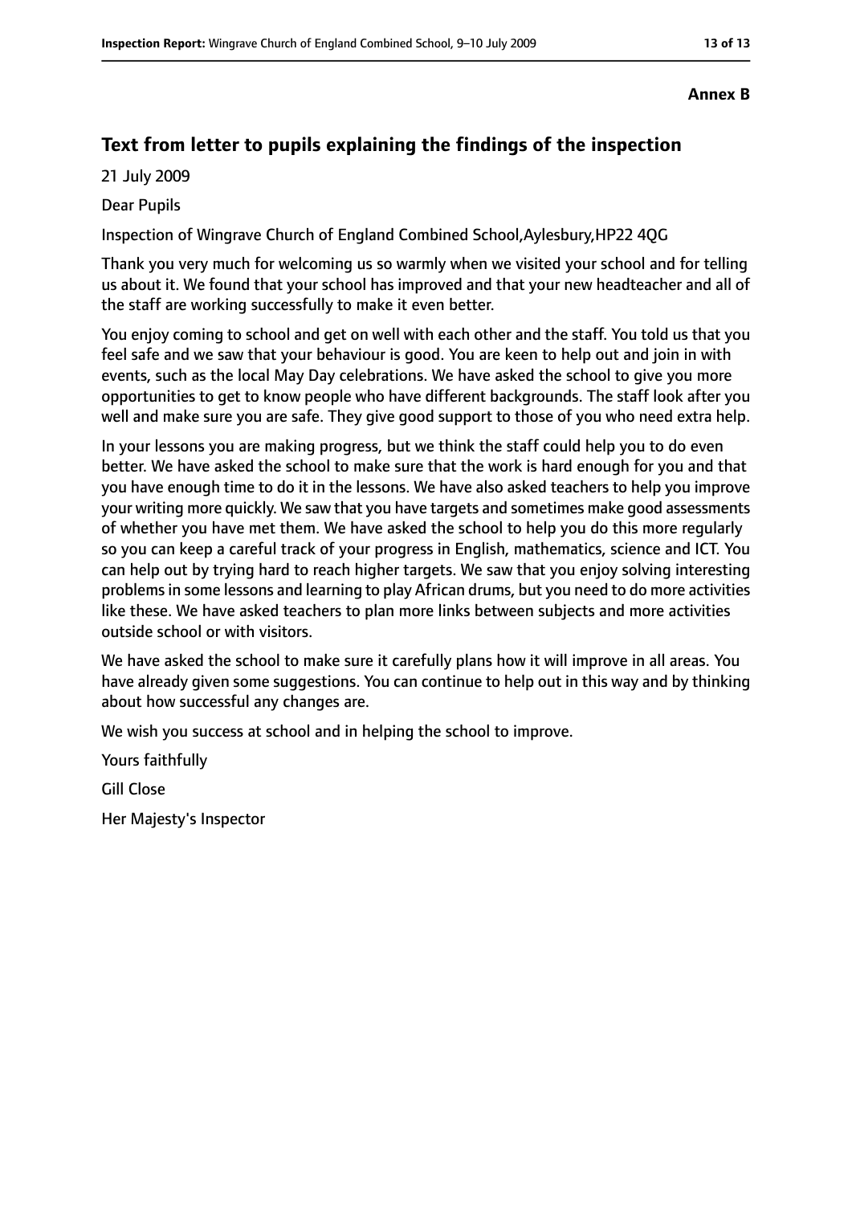**Annex B**

## Text from letter to pupils explaining the findings of the inspection

21 July 2009

Dear Pupils

Inspection of Wingrave Church of England Combined School,Aylesbury,HP22 4QG

Thank you very much for welcoming us so warmly when we visited your school and for telling us about it. We found that your school has improved and that your new headteacher and all of the staff are working successfully to make it even better.

You enjoy coming to school and get on well with each other and the staff. You told us that you feel safe and we saw that your behaviour is good. You are keen to help out and join in with events, such as the local May Day celebrations. We have asked the school to give you more opportunities to get to know people who have different backgrounds. The staff look after you well and make sure you are safe. They give good support to those of you who need extra help.

In your lessons you are making progress, but we think the staff could help you to do even better. We have asked the school to make sure that the work is hard enough for you and that you have enough time to do it in the lessons. We have also asked teachers to help you improve your writing more quickly. We saw that you have targets and sometimes make good assessments of whether you have met them. We have asked the school to help you do this more regularly so you can keep a careful track of your progress in English, mathematics, science and ICT. You can help out by trying hard to reach higher targets. We saw that you enjoy solving interesting problems in some lessons and learning to play African drums, but you need to do more activities like these. We have asked teachers to plan more links between subjects and more activities outside school or with visitors.

We have asked the school to make sure it carefully plans how it will improve in all areas. You have already given some suggestions. You can continue to help out in this way and by thinking about how successful any changes are.

We wish you success at school and in helping the school to improve.

Yours faithfully

Gill Close

Her Majesty's Inspector